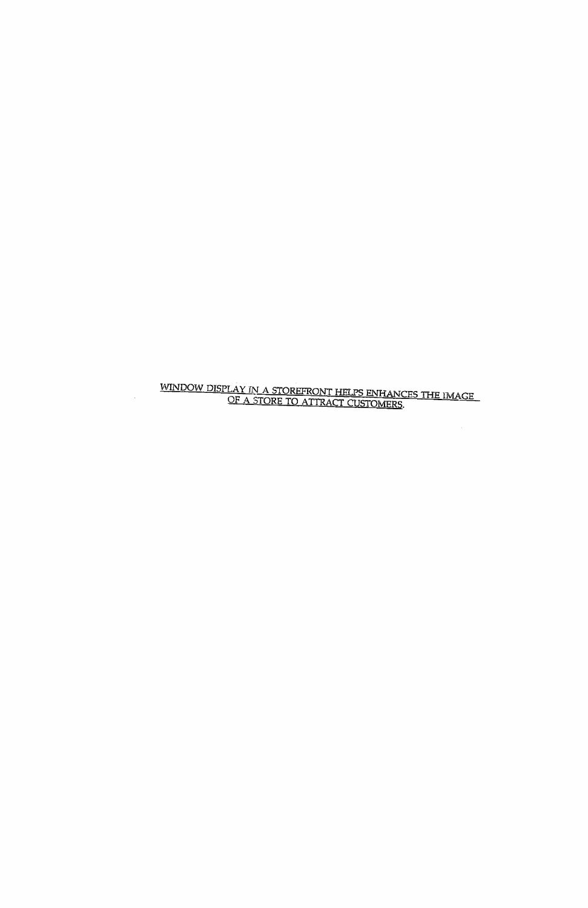<u>WINDOW DISPLAY IN A STOREFRONT HELPS ENHANCES THE IMAGE OF A STORE TO ATTRACT CUSTOMERS.</u>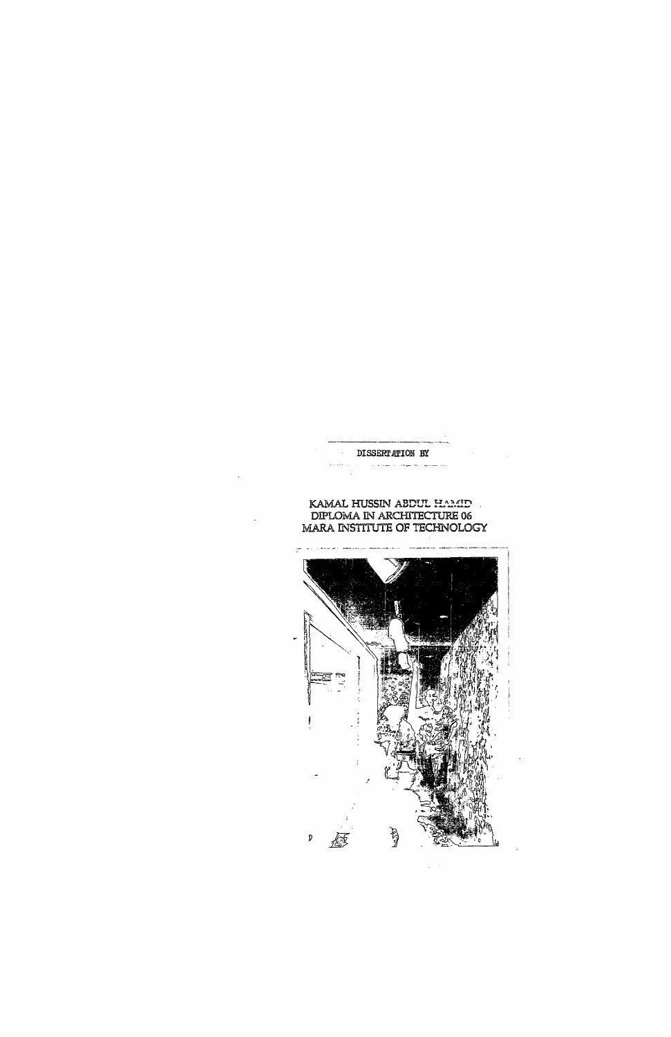DISSERTATION BY

KAMAL HUSSIN ABDUL HAMID
DIPLOMA IN ARCHITECTURE 06
MARA INSTITUTE OF TECHNOLOGY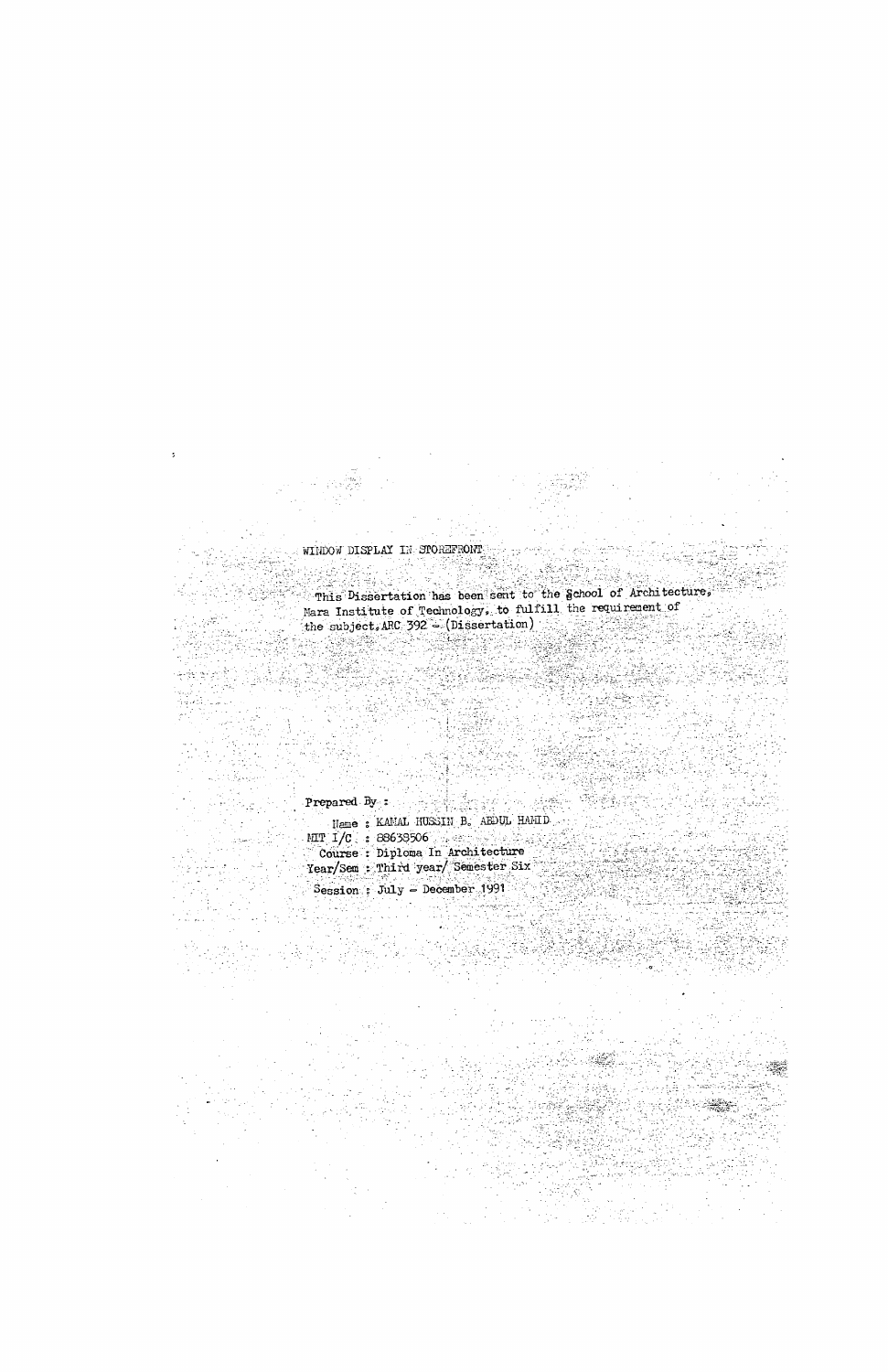WINDOW DISPLAY IN STOREFRONT

This Dissertation has been sent to the School of Architecture, Mara Institute of Technology, to fulfill the requirement of the subject, ARC 392 - (Dissertation)

Prepared By :

Name : KAMAL HUSSIN B. ABDUL HAMID

MIT I/C : 88638506

Course : Diploma In Architecture

Year/Sem : Third year/ Semester Six

Session : July - December 1991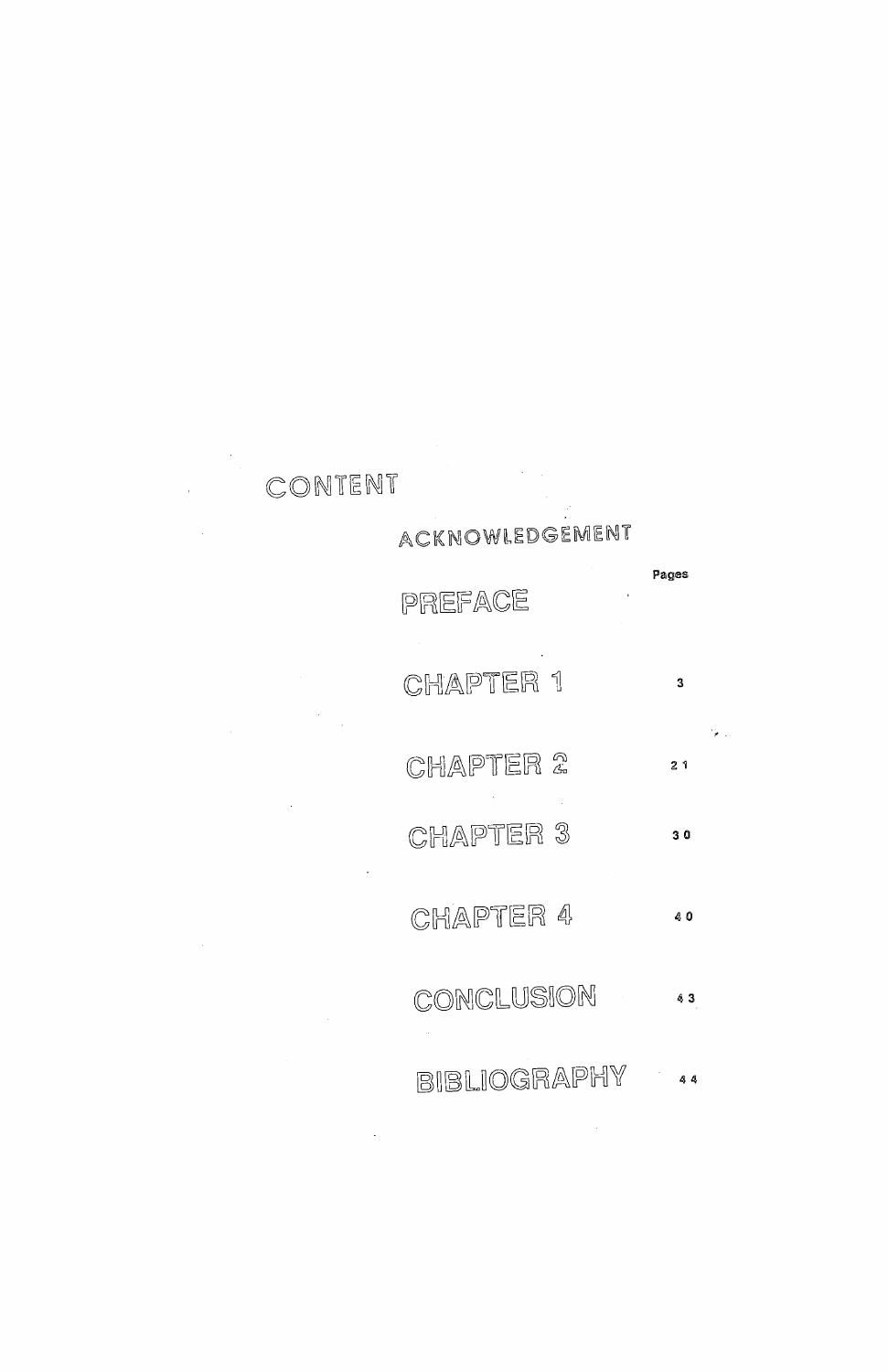# CONTENT

| | Pages |
|---|---|
| ACKNOWLEDGEMENT | |
| PREFACE | |
| CHAPTER 1 | 3 |
| CHAPTER 2 | 21 |
| CHAPTER 3 | 30 |
| CHAPTER 4 | 40 |
| CONCLUSION | 43 |
| BIBLIOGRAPHY | 44 |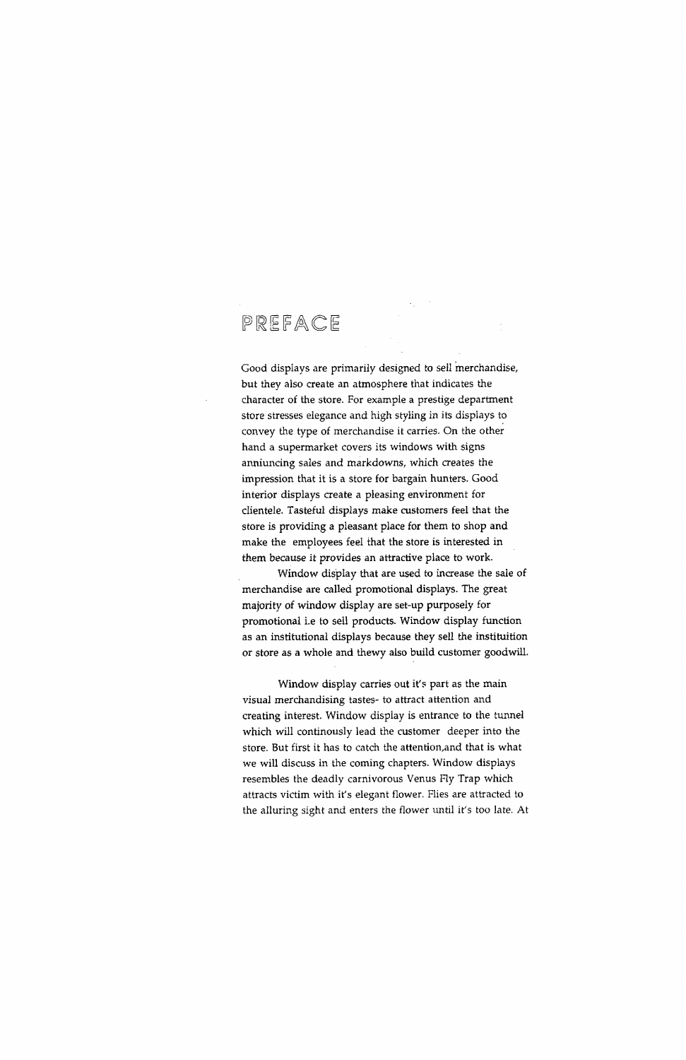# PREFACE

Good displays are primarily designed to sell merchandise, but they also create an atmosphere that indicates the character of the store. For example a prestige department store stresses elegance and high styling in its displays to convey the type of merchandise it carries. On the other hand a supermarket covers its windows with signs anniuncing sales and markdowns, which creates the impression that it is a store for bargain hunters. Good interior displays create a pleasing environment for clientele. Tasteful displays make customers feel that the store is providing a pleasant place for them to shop and make the employees feel that the store is interested in them because it provides an attractive place to work.

Window display that are used to increase the sale of merchandise are called promotional displays. The great majority of window display are set-up purposely for promotional i.e to sell products. Window display function as an institutional displays because they sell the instituition or store as a whole and thewy also build customer goodwill.

Window display carries out it's part as the main visual merchandising tastes- to attract attention and creating interest. Window display is entrance to the tunnel which will continously lead the customer deeper into the store. But first it has to catch the attention,and that is what we will discuss in the coming chapters. Window displays resembles the deadly carnivorous Venus Fly Trap which attracts victim with it's elegant flower. Flies are attracted to the alluring sight and enters the flower until it's too late. At